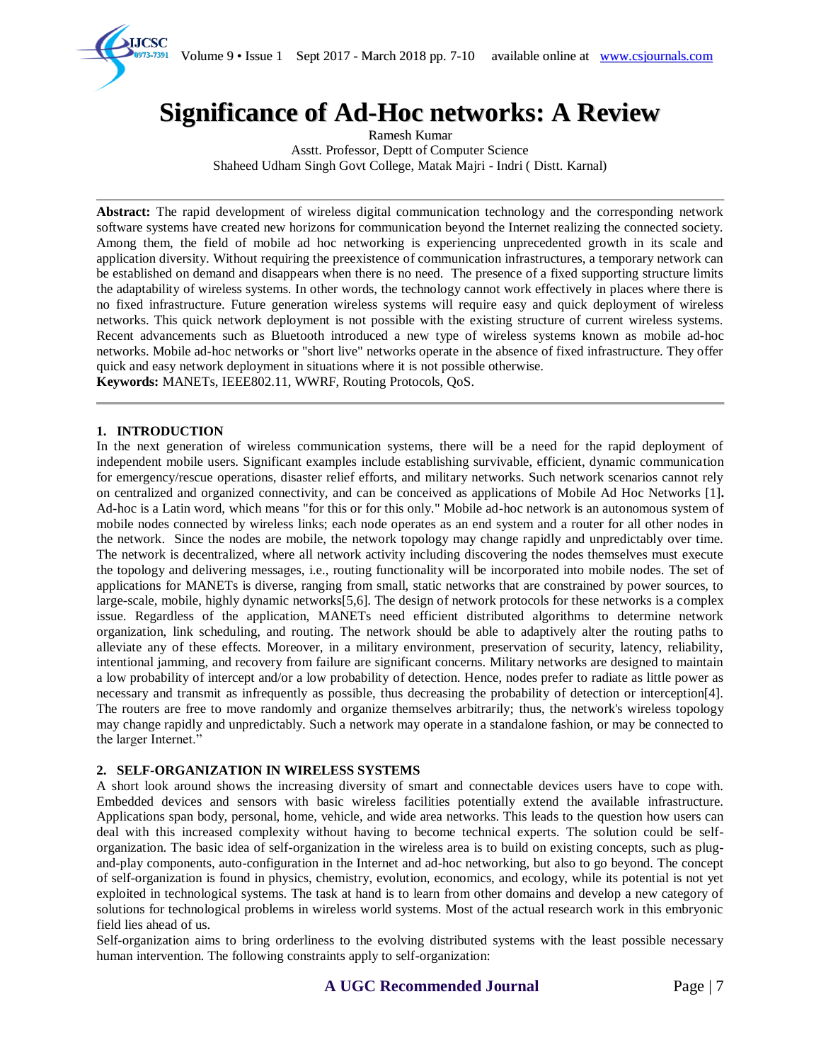// Significance of Ad-Hoc networks: A Review

# Significance of Ad-Hoc networks: A Review

Ramesh Kumar
Asstt. Professor, Deptt of Computer Science
Shaheed Udham Singh Govt College, Matak Majri - Indri ( Distt. Karnal)

---

**Abstract:** The rapid development of wireless digital communication technology and the corresponding network software systems have created new horizons for communication beyond the Internet realizing the connected society. Among them, the field of mobile ad hoc networking is experiencing unprecedented growth in its scale and application diversity. Without requiring the preexistence of communication infrastructures, a temporary network can be established on demand and disappears when there is no need. The presence of a fixed supporting structure limits the adaptability of wireless systems. In other words, the technology cannot work effectively in places where there is no fixed infrastructure. Future generation wireless systems will require easy and quick deployment of wireless networks. This quick network deployment is not possible with the existing structure of current wireless systems. Recent advancements such as Bluetooth introduced a new type of wireless systems known as mobile ad-hoc networks. Mobile ad-hoc networks or "short live" networks operate in the absence of fixed infrastructure. They offer quick and easy network deployment in situations where it is not possible otherwise.

**Keywords:** MANETs, IEEE802.11, WWRF, Routing Protocols, QoS.

---

## 1. INTRODUCTION

In the next generation of wireless communication systems, there will be a need for the rapid deployment of independent mobile users. Significant examples include establishing survivable, efficient, dynamic communication for emergency/rescue operations, disaster relief efforts, and military networks. Such network scenarios cannot rely on centralized and organized connectivity, and can be conceived as applications of Mobile Ad Hoc Networks [1]**.** Ad-hoc is a Latin word, which means "for this or for this only." Mobile ad-hoc network is an autonomous system of mobile nodes connected by wireless links; each node operates as an end system and a router for all other nodes in the network. Since the nodes are mobile, the network topology may change rapidly and unpredictably over time. The network is decentralized, where all network activity including discovering the nodes themselves must execute the topology and delivering messages, i.e., routing functionality will be incorporated into mobile nodes. The set of applications for MANETs is diverse, ranging from small, static networks that are constrained by power sources, to large-scale, mobile, highly dynamic networks[5,6]. The design of network protocols for these networks is a complex issue. Regardless of the application, MANETs need efficient distributed algorithms to determine network organization, link scheduling, and routing. The network should be able to adaptively alter the routing paths to alleviate any of these effects. Moreover, in a military environment, preservation of security, latency, reliability, intentional jamming, and recovery from failure are significant concerns. Military networks are designed to maintain a low probability of intercept and/or a low probability of detection. Hence, nodes prefer to radiate as little power as necessary and transmit as infrequently as possible, thus decreasing the probability of detection or interception[4]. The routers are free to move randomly and organize themselves arbitrarily; thus, the network's wireless topology may change rapidly and unpredictably. Such a network may operate in a standalone fashion, or may be connected to the larger Internet."

## 2. SELF-ORGANIZATION IN WIRELESS SYSTEMS

A short look around shows the increasing diversity of smart and connectable devices users have to cope with. Embedded devices and sensors with basic wireless facilities potentially extend the available infrastructure. Applications span body, personal, home, vehicle, and wide area networks. This leads to the question how users can deal with this increased complexity without having to become technical experts. The solution could be self-organization. The basic idea of self-organization in the wireless area is to build on existing concepts, such as plug-and-play components, auto-configuration in the Internet and ad-hoc networking, but also to go beyond. The concept of self-organization is found in physics, chemistry, evolution, economics, and ecology, while its potential is not yet exploited in technological systems. The task at hand is to learn from other domains and develop a new category of solutions for technological problems in wireless world systems. Most of the actual research work in this embryonic field lies ahead of us.

Self-organization aims to bring orderliness to the evolving distributed systems with the least possible necessary human intervention. The following constraints apply to self-organization: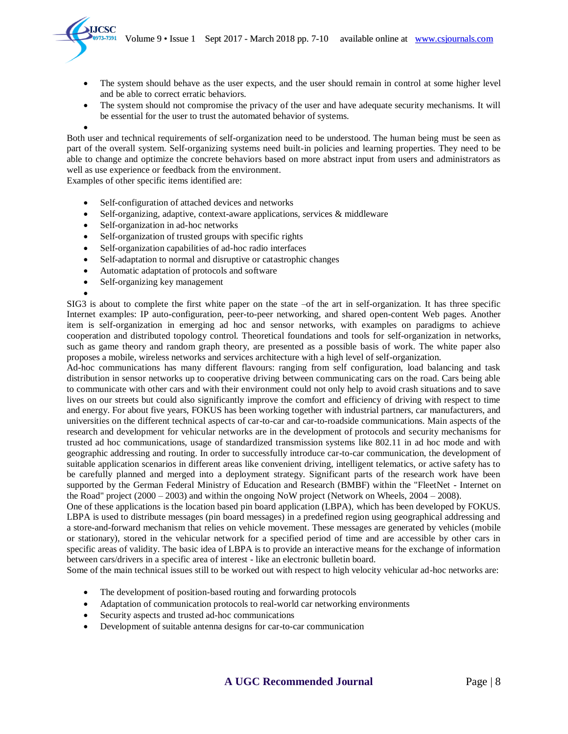- The system should behave as the user expects, and the user should remain in control at some higher level and be able to correct erratic behaviors.
- The system should not compromise the privacy of the user and have adequate security mechanisms. It will be essential for the user to trust the automated behavior of systems.

Both user and technical requirements of self-organization need to be understood. The human being must be seen as part of the overall system. Self-organizing systems need built-in policies and learning properties. They need to be able to change and optimize the concrete behaviors based on more abstract input from users and administrators as well as use experience or feedback from the environment.

Examples of other specific items identified are:

- Self-configuration of attached devices and networks
- Self-organizing, adaptive, context-aware applications, services & middleware
- Self-organization in ad-hoc networks
- Self-organization of trusted groups with specific rights
- Self-organization capabilities of ad-hoc radio interfaces
- Self-adaptation to normal and disruptive or catastrophic changes
- Automatic adaptation of protocols and software
- Self-organizing key management

SIG3 is about to complete the first white paper on the state –of the art in self-organization. It has three specific Internet examples: IP auto-configuration, peer-to-peer networking, and shared open-content Web pages. Another item is self-organization in emerging ad hoc and sensor networks, with examples on paradigms to achieve cooperation and distributed topology control. Theoretical foundations and tools for self-organization in networks, such as game theory and random graph theory, are presented as a possible basis of work. The white paper also proposes a mobile, wireless networks and services architecture with a high level of self-organization.

Ad-hoc communications has many different flavours: ranging from self configuration, load balancing and task distribution in sensor networks up to cooperative driving between communicating cars on the road. Cars being able to communicate with other cars and with their environment could not only help to avoid crash situations and to save lives on our streets but could also significantly improve the comfort and efficiency of driving with respect to time and energy. For about five years, FOKUS has been working together with industrial partners, car manufacturers, and universities on the different technical aspects of car-to-car and car-to-roadside communications. Main aspects of the research and development for vehicular networks are in the development of protocols and security mechanisms for trusted ad hoc communications, usage of standardized transmission systems like 802.11 in ad hoc mode and with geographic addressing and routing. In order to successfully introduce car-to-car communication, the development of suitable application scenarios in different areas like convenient driving, intelligent telematics, or active safety has to be carefully planned and merged into a deployment strategy. Significant parts of the research work have been supported by the German Federal Ministry of Education and Research (BMBF) within the "FleetNet - Internet on the Road" project (2000 – 2003) and within the ongoing NoW project (Network on Wheels, 2004 – 2008).

One of these applications is the location based pin board application (LBPA), which has been developed by FOKUS. LBPA is used to distribute messages (pin board messages) in a predefined region using geographical addressing and a store-and-forward mechanism that relies on vehicle movement. These messages are generated by vehicles (mobile or stationary), stored in the vehicular network for a specified period of time and are accessible by other cars in specific areas of validity. The basic idea of LBPA is to provide an interactive means for the exchange of information between cars/drivers in a specific area of interest - like an electronic bulletin board.

Some of the main technical issues still to be worked out with respect to high velocity vehicular ad-hoc networks are:

- The development of position-based routing and forwarding protocols
- Adaptation of communication protocols to real-world car networking environments
- Security aspects and trusted ad-hoc communications
- Development of suitable antenna designs for car-to-car communication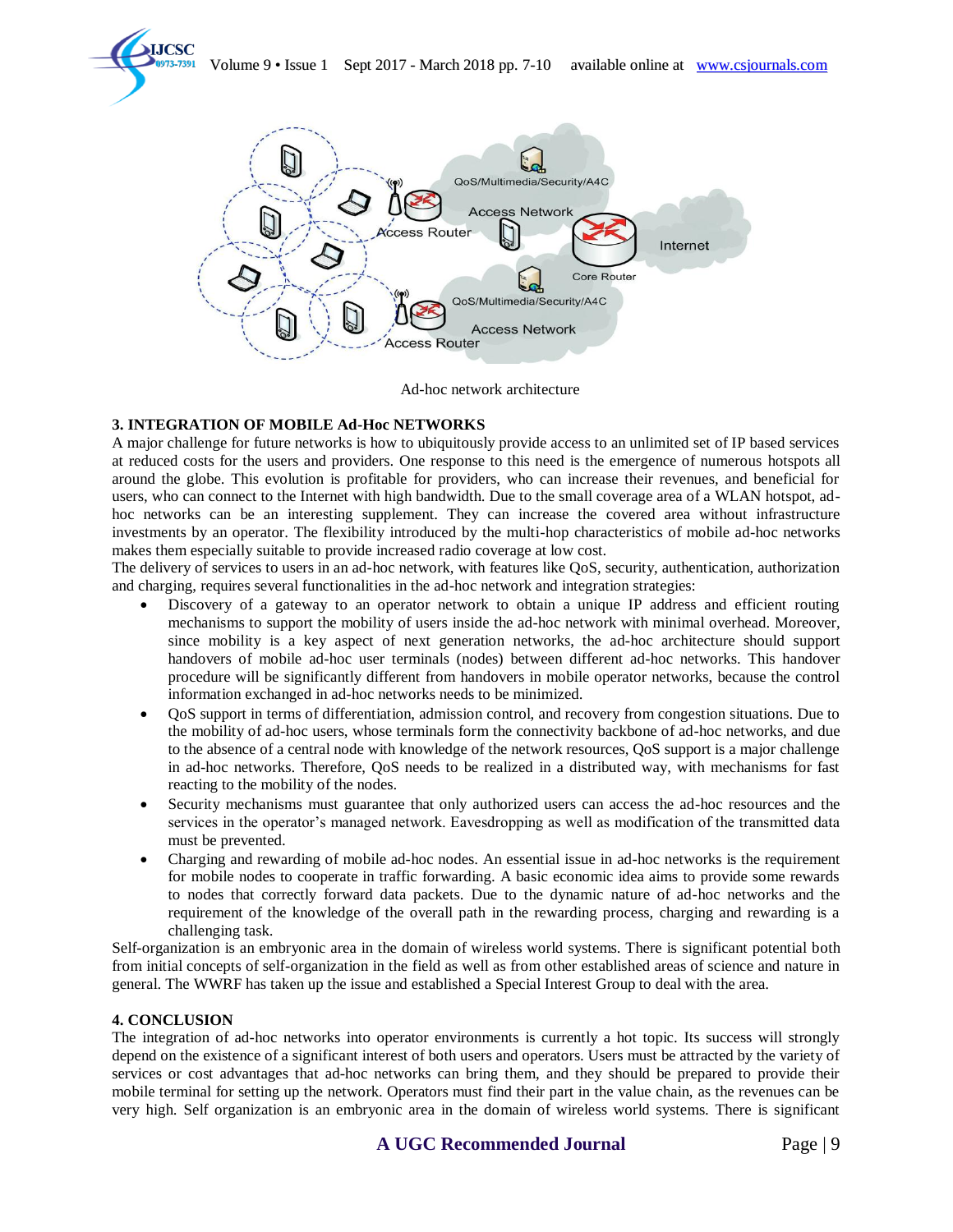Ad-hoc network architecture

### 3. INTEGRATION OF MOBILE Ad-Hoc NETWORKS

A major challenge for future networks is how to ubiquitously provide access to an unlimited set of IP based services at reduced costs for the users and providers. One response to this need is the emergence of numerous hotspots all around the globe. This evolution is profitable for providers, who can increase their revenues, and beneficial for users, who can connect to the Internet with high bandwidth. Due to the small coverage area of a WLAN hotspot, ad-hoc networks can be an interesting supplement. They can increase the covered area without infrastructure investments by an operator. The flexibility introduced by the multi-hop characteristics of mobile ad-hoc networks makes them especially suitable to provide increased radio coverage at low cost.

The delivery of services to users in an ad-hoc network, with features like QoS, security, authentication, authorization and charging, requires several functionalities in the ad-hoc network and integration strategies:

- Discovery of a gateway to an operator network to obtain a unique IP address and efficient routing mechanisms to support the mobility of users inside the ad-hoc network with minimal overhead. Moreover, since mobility is a key aspect of next generation networks, the ad-hoc architecture should support handovers of mobile ad-hoc user terminals (nodes) between different ad-hoc networks. This handover procedure will be significantly different from handovers in mobile operator networks, because the control information exchanged in ad-hoc networks needs to be minimized.
- QoS support in terms of differentiation, admission control, and recovery from congestion situations. Due to the mobility of ad-hoc users, whose terminals form the connectivity backbone of ad-hoc networks, and due to the absence of a central node with knowledge of the network resources, QoS support is a major challenge in ad-hoc networks. Therefore, QoS needs to be realized in a distributed way, with mechanisms for fast reacting to the mobility of the nodes.
- Security mechanisms must guarantee that only authorized users can access the ad-hoc resources and the services in the operator's managed network. Eavesdropping as well as modification of the transmitted data must be prevented.
- Charging and rewarding of mobile ad-hoc nodes. An essential issue in ad-hoc networks is the requirement for mobile nodes to cooperate in traffic forwarding. A basic economic idea aims to provide some rewards to nodes that correctly forward data packets. Due to the dynamic nature of ad-hoc networks and the requirement of the knowledge of the overall path in the rewarding process, charging and rewarding is a challenging task.

Self-organization is an embryonic area in the domain of wireless world systems. There is significant potential both from initial concepts of self-organization in the field as well as from other established areas of science and nature in general. The WWRF has taken up the issue and established a Special Interest Group to deal with the area.

### 4. CONCLUSION

The integration of ad-hoc networks into operator environments is currently a hot topic. Its success will strongly depend on the existence of a significant interest of both users and operators. Users must be attracted by the variety of services or cost advantages that ad-hoc networks can bring them, and they should be prepared to provide their mobile terminal for setting up the network. Operators must find their part in the value chain, as the revenues can be very high. Self organization is an embryonic area in the domain of wireless world systems. There is significant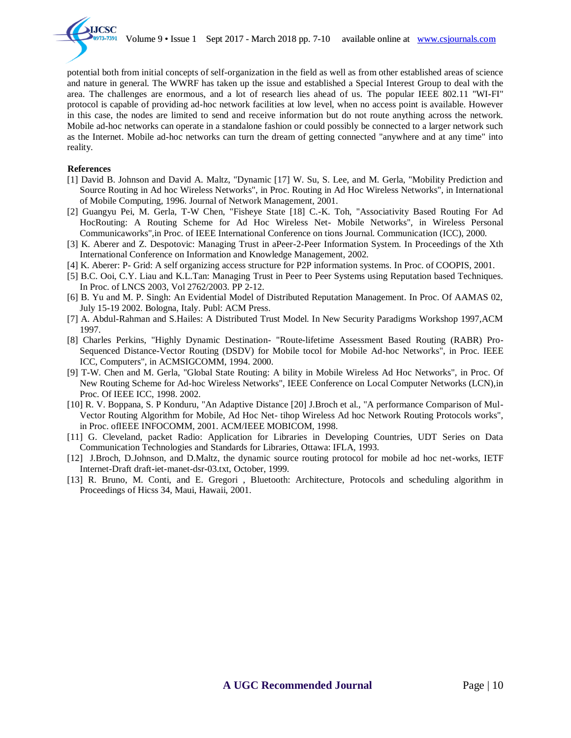potential both from initial concepts of self-organization in the field as well as from other established areas of science and nature in general. The WWRF has taken up the issue and established a Special Interest Group to deal with the area. The challenges are enormous, and a lot of research lies ahead of us. The popular IEEE 802.11 "WI-FI" protocol is capable of providing ad-hoc network facilities at low level, when no access point is available. However in this case, the nodes are limited to send and receive information but do not route anything across the network. Mobile ad-hoc networks can operate in a standalone fashion or could possibly be connected to a larger network such as the Internet. Mobile ad-hoc networks can turn the dream of getting connected "anywhere and at any time" into reality.

**References**

[1] David B. Johnson and David A. Maltz, "Dynamic [17] W. Su, S. Lee, and M. Gerla, "Mobility Prediction and Source Routing in Ad hoc Wireless Networks", in Proc. Routing in Ad Hoc Wireless Networks", in International of Mobile Computing, 1996. Journal of Network Management, 2001.

[2] Guangyu Pei, M. Gerla, T-W Chen, "Fisheye State [18] C.-K. Toh, "Associativity Based Routing For Ad HocRouting: A Routing Scheme for Ad Hoc Wireless Net- Mobile Networks", in Wireless Personal Communicaworks",in Proc. of IEEE International Conference on tions Journal. Communication (ICC), 2000.

[3] K. Aberer and Z. Despotovic: Managing Trust in aPeer-2-Peer Information System. In Proceedings of the Xth International Conference on Information and Knowledge Management, 2002.

[4] K. Aberer: P- Grid: A self organizing access structure for P2P information systems. In Proc. of COOPIS, 2001.

[5] B.C. Ooi, C.Y. Liau and K.L.Tan: Managing Trust in Peer to Peer Systems using Reputation based Techniques. In Proc. of LNCS 2003, Vol 2762/2003. PP 2-12.

[6] B. Yu and M. P. Singh: An Evidential Model of Distributed Reputation Management. In Proc. Of AAMAS 02, July 15-19 2002. Bologna, Italy. Publ: ACM Press.

[7] A. Abdul-Rahman and S.Hailes: A Distributed Trust Model. In New Security Paradigms Workshop 1997,ACM 1997.

[8] Charles Perkins, "Highly Dynamic Destination- "Route-lifetime Assessment Based Routing (RABR) Pro-Sequenced Distance-Vector Routing (DSDV) for Mobile tocol for Mobile Ad-hoc Networks", in Proc. IEEE ICC, Computers", in ACMSIGCOMM, 1994. 2000.

[9] T-W. Chen and M. Gerla, "Global State Routing: A bility in Mobile Wireless Ad Hoc Networks", in Proc. Of New Routing Scheme for Ad-hoc Wireless Networks", IEEE Conference on Local Computer Networks (LCN),in Proc. Of IEEE ICC, 1998. 2002.

[10] R. V. Boppana, S. P Konduru, "An Adaptive Distance [20] J.Broch et al., "A performance Comparison of Mul-Vector Routing Algorithm for Mobile, Ad Hoc Net- tihop Wireless Ad hoc Network Routing Protocols works", in Proc. ofIEEE INFOCOMM, 2001. ACM/IEEE MOBICOM, 1998.

[11] G. Cleveland, packet Radio: Application for Libraries in Developing Countries, UDT Series on Data Communication Technologies and Standards for Libraries, Ottawa: IFLA, 1993.

[12] J.Broch, D.Johnson, and D.Maltz, the dynamic source routing protocol for mobile ad hoc net-works, IETF Internet-Draft draft-iet-manet-dsr-03.txt, October, 1999.

[13] R. Bruno, M. Conti, and E. Gregori , Bluetooth: Architecture, Protocols and scheduling algorithm in Proceedings of Hicss 34, Maui, Hawaii, 2001.